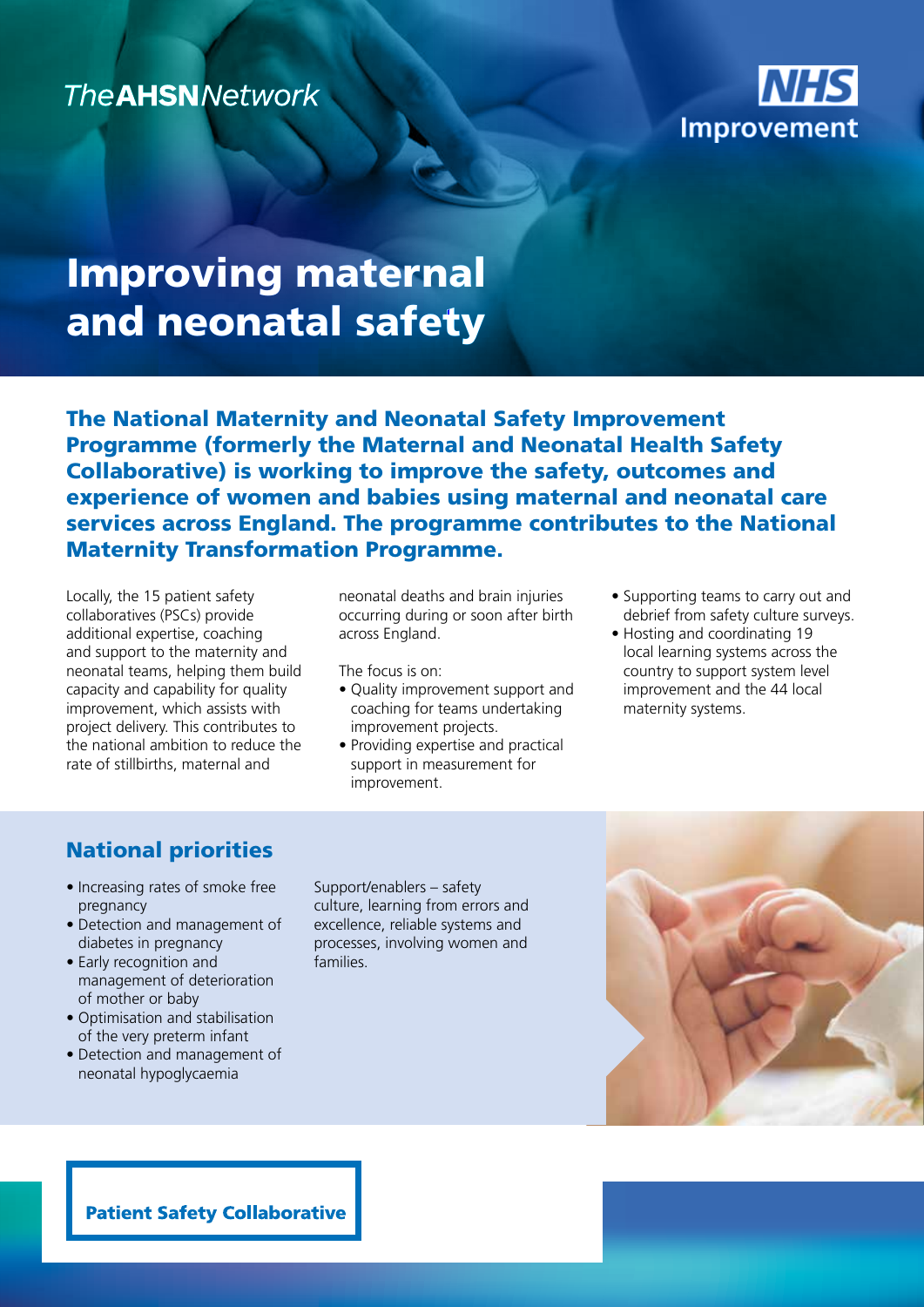TheAHSNNetwork

NHS Improvement

# Improving maternal and neonatal safety

**The National Maternity and Neonatal Safety Improvement Programme (formerly the Maternal and Neonatal Health Safety Collaborative) is working to improve the safety, outcomes and experience of women and babies using maternal and neonatal care services across England. The programme contributes to the National Maternity Transformation Programme.**

Locally, the 15 patient safety collaboratives (PSCs) provide additional expertise, coaching and support to the maternity and neonatal teams, helping them build capacity and capability for quality improvement, which assists with project delivery. This contributes to the national ambition to reduce the rate of stillbirths, maternal and neonatal deaths and brain injuries occurring during or soon after birth across England.

The focus is on:

- Quality improvement support and coaching for teams undertaking improvement projects.
- Providing expertise and practical support in measurement for improvement.
- Supporting teams to carry out and debrief from safety culture surveys.
- Hosting and coordinating 19 local learning systems across the country to support system level improvement and the 44 local maternity systems.

## National priorities

- Increasing rates of smoke free pregnancy
- Detection and management of diabetes in pregnancy
- Early recognition and management of deterioration of mother or baby
- Optimisation and stabilisation of the very preterm infant
- Detection and management of neonatal hypoglycaemia

Support/enablers – safety culture, learning from errors and excellence, reliable systems and processes, involving women and families.

**Patient Safety Collaborative**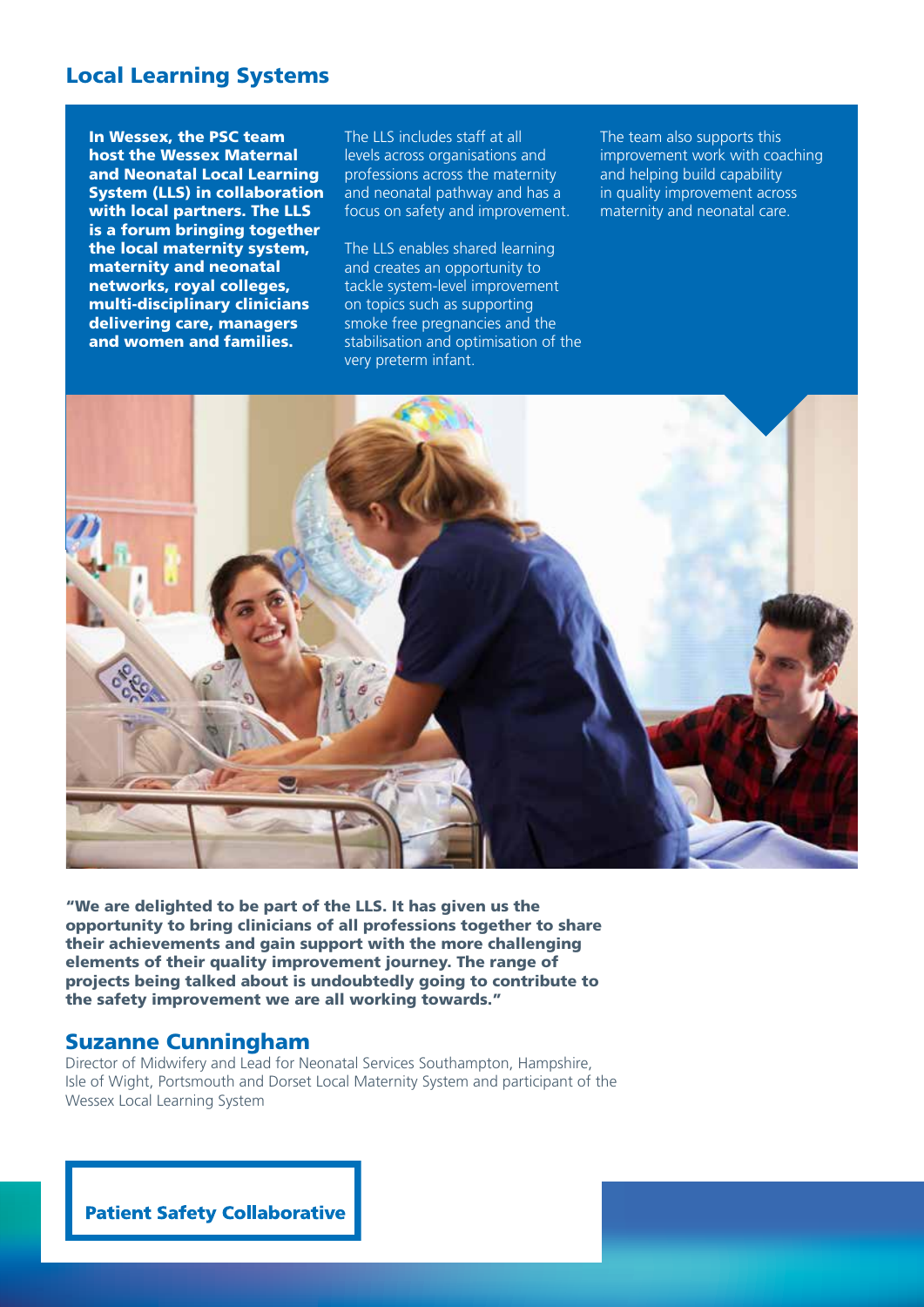## Local Learning Systems

**In Wessex, the PSC team host the Wessex Maternal and Neonatal Local Learning System (LLS) in collaboration with local partners. The LLS is a forum bringing together the local maternity system, maternity and neonatal networks, royal colleges, multi-disciplinary clinicians delivering care, managers and women and families.**

The LLS includes staff at all levels across organisations and professions across the maternity and neonatal pathway and has a focus on safety and improvement.

The LLS enables shared learning and creates an opportunity to tackle system-level improvement on topics such as supporting smoke free pregnancies and the stabilisation and optimisation of the very preterm infant.

The team also supports this improvement work with coaching and helping build capability in quality improvement across maternity and neonatal care.

**"We are delighted to be part of the LLS. It has given us the opportunity to bring clinicians of all professions together to share their achievements and gain support with the more challenging elements of their quality improvement journey. The range of projects being talked about is undoubtedly going to contribute to the safety improvement we are all working towards."**

### Suzanne Cunningham

Director of Midwifery and Lead for Neonatal Services Southampton, Hampshire, Isle of Wight, Portsmouth and Dorset Local Maternity System and participant of the Wessex Local Learning System

**Patient Safety Collaborative**